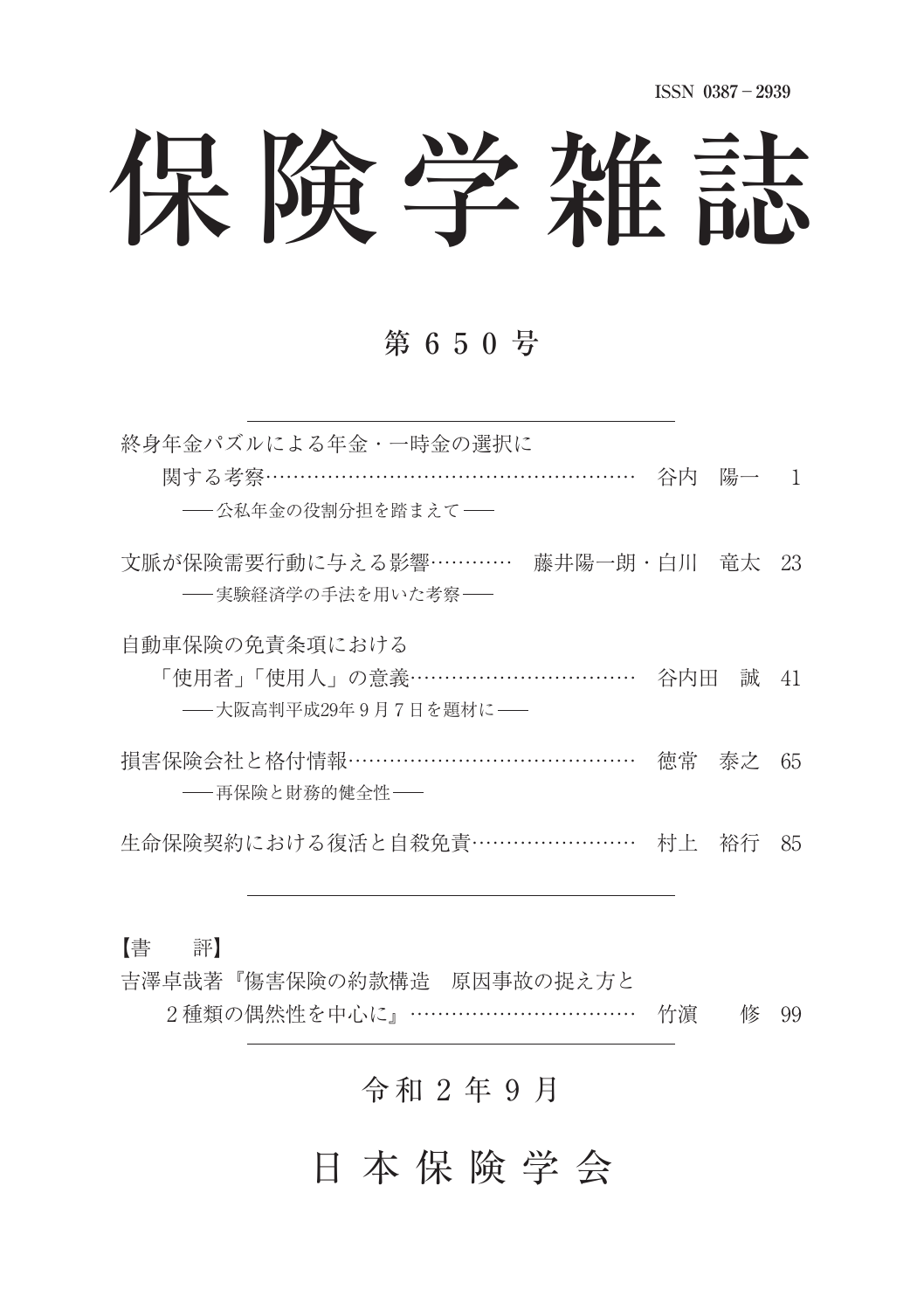ISSN 0387－2939

# 保険学雑誌

## 第 6 5 0 号

---

終身年金パズルによる年金・一時金の選択に
　関する考察…………………………………………………… 谷内　陽一　1
　　── 公私年金の役割分担を踏まえて ──

文脈が保険需要行動に与える影響………… 藤井陽一朗・白川　竜太　23
　　── 実験経済学の手法を用いた考察 ──

自動車保険の免責条項における
　「使用者」「使用人」の意義…………………………… 谷内田　誠　41
　　── 大阪高判平成29年９月７日を題材に ──

損害保険会社と格付情報…………………………………… 徳常　泰之　65
　　── 再保険と財務的健全性 ──

生命保険契約における復活と自殺免責…………………… 村上　裕行　85

---

【書　　評】
吉澤卓哉著『傷害保険の約款構造　原因事故の捉え方と
　２種類の偶然性を中心に』…………………………… 竹濵　　修　99

---

令 和 2 年 9 月

日 本 保 険 学 会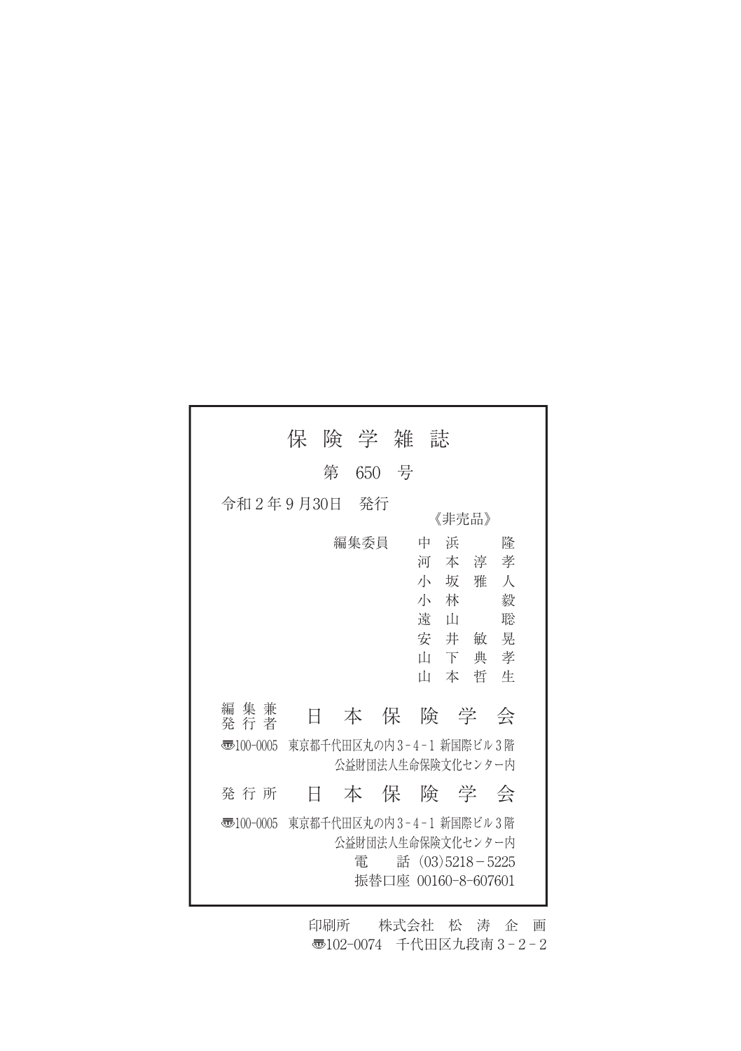# 保険学雑誌

第 650 号

令和２年９月30日　発行

《非売品》

編集委員　中浜　隆
河本淳孝
小坂雅人
小林　毅
遠山　聡
安井敏晃
山下典孝
山本哲生

編集兼発行者　日本保険学会

〒100-0005　東京都千代田区丸の内３-４-１ 新国際ビル３階
公益財団法人生命保険文化センター内

発行所　日本保険学会

〒100-0005　東京都千代田区丸の内３-４-１ 新国際ビル３階
公益財団法人生命保険文化センター内
電　話 (03)5218－5225
振替口座 00160-8-607601

印刷所　株式会社 松涛企画
〒102-0074　千代田区九段南３-２-２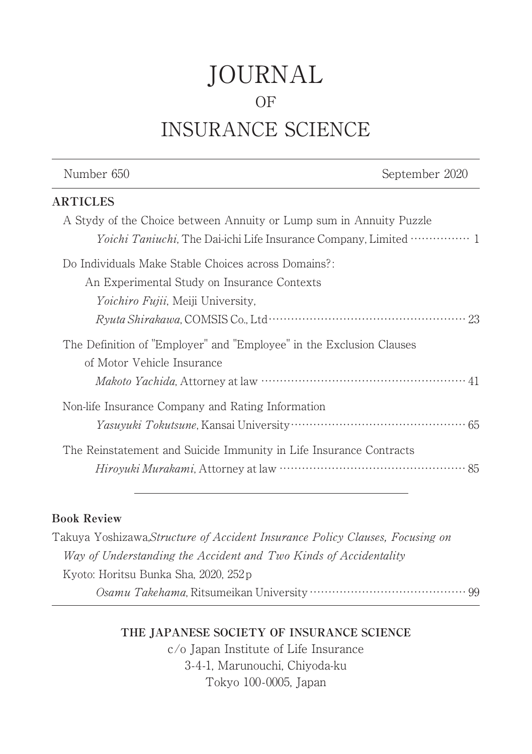# JOURNAL
## OF
# INSURANCE SCIENCE

Number 650 September 2020

**ARTICLES**

A Stydy of the Choice between Annuity or Lump sum in Annuity Puzzle
*Yoichi Taniuchi*, The Dai-ichi Life Insurance Company, Limited ……………… 1

Do Individuals Make Stable Choices across Domains?:
An Experimental Study on Insurance Contexts
*Yoichiro Fujii*, Meiji University,
*Ryuta Shirakawa*, COMSIS Co., Ltd …………………………………………… 23

The Definition of "Employer" and "Employee" in the Exclusion Clauses of Motor Vehicle Insurance
*Makoto Yachida*, Attorney at law ………………………………………………… 41

Non-life Insurance Company and Rating Information
*Yasuyuki Tokutsune*, Kansai University………………………………………… 65

The Reinstatement and Suicide Immunity in Life Insurance Contracts
*Hiroyuki Murakami*, Attorney at law …………………………………………… 85

---

**Book Review**

Takuya Yoshizawa,*Structure of Accident Insurance Policy Clauses, Focusing on Way of Understanding the Accident and Two Kinds of Accidentality*
Kyoto: Horitsu Bunka Sha, 2020, 252 p
*Osamu Takehama*, Ritsumeikan University ………………………………… 99

---

**THE JAPANESE SOCIETY OF INSURANCE SCIENCE**
c/o Japan Institute of Life Insurance
3-4-1, Marunouchi, Chiyoda-ku
Tokyo 100-0005, Japan